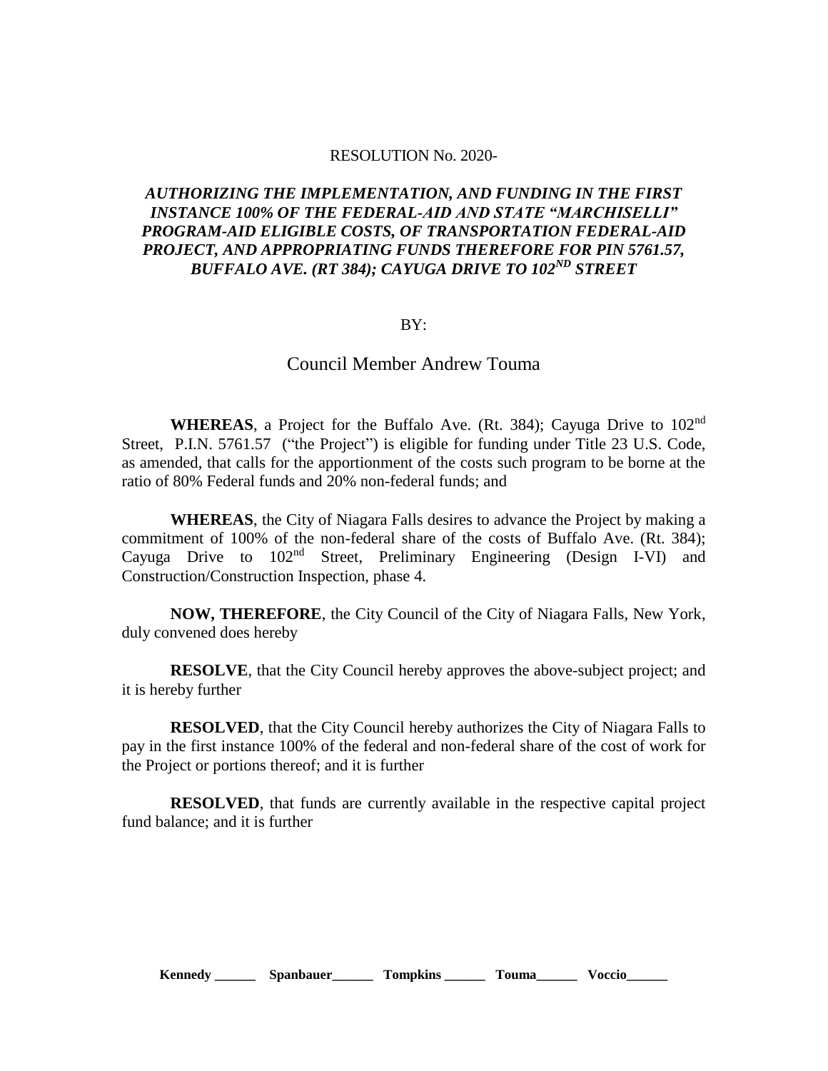RESOLUTION No. 2020-

***AUTHORIZING THE IMPLEMENTATION, AND FUNDING IN THE FIRST INSTANCE 100% OF THE FEDERAL-AID AND STATE "MARCHISELLI" PROGRAM-AID ELIGIBLE COSTS, OF TRANSPORTATION FEDERAL-AID PROJECT, AND APPROPRIATING FUNDS THEREFORE FOR PIN 5761.57, BUFFALO AVE. (RT 384); CAYUGA DRIVE TO 102ND STREET***

BY:

Council Member Andrew Touma

**WHEREAS**, a Project for the Buffalo Ave. (Rt. 384); Cayuga Drive to 102nd Street, P.I.N. 5761.57 ("the Project") is eligible for funding under Title 23 U.S. Code, as amended, that calls for the apportionment of the costs such program to be borne at the ratio of 80% Federal funds and 20% non-federal funds; and

**WHEREAS**, the City of Niagara Falls desires to advance the Project by making a commitment of 100% of the non-federal share of the costs of Buffalo Ave. (Rt. 384); Cayuga Drive to 102nd Street, Preliminary Engineering (Design I-VI) and Construction/Construction Inspection, phase 4.

**NOW, THEREFORE**, the City Council of the City of Niagara Falls, New York, duly convened does hereby

**RESOLVE**, that the City Council hereby approves the above-subject project; and it is hereby further

**RESOLVED**, that the City Council hereby authorizes the City of Niagara Falls to pay in the first instance 100% of the federal and non-federal share of the cost of work for the Project or portions thereof; and it is further

**RESOLVED**, that funds are currently available in the respective capital project fund balance; and it is further

**Kennedy ______ Spanbauer______ Tompkins ______ Touma______ Voccio______**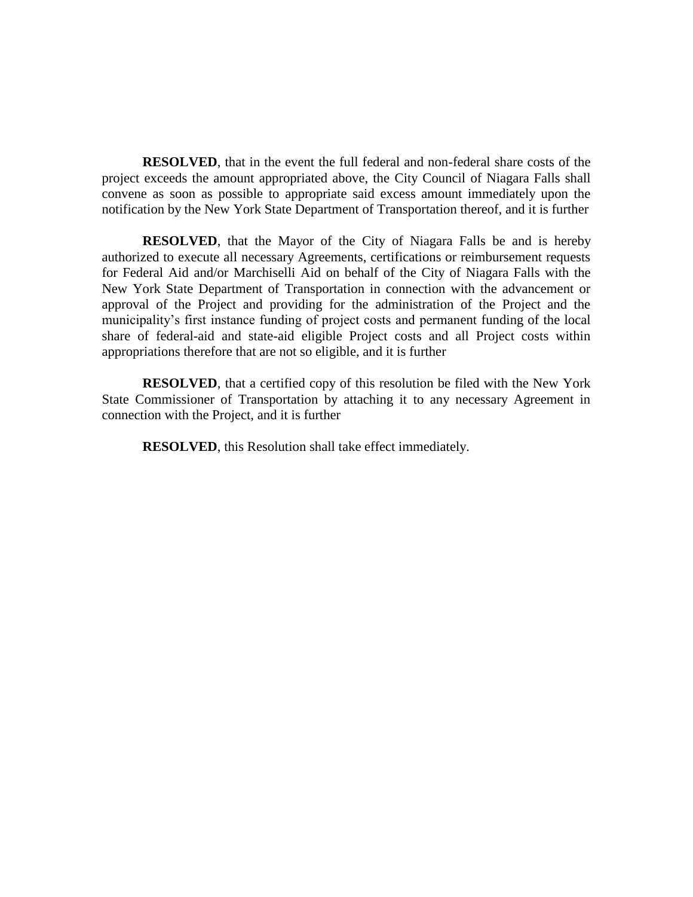**RESOLVED**, that in the event the full federal and non-federal share costs of the project exceeds the amount appropriated above, the City Council of Niagara Falls shall convene as soon as possible to appropriate said excess amount immediately upon the notification by the New York State Department of Transportation thereof, and it is further

**RESOLVED**, that the Mayor of the City of Niagara Falls be and is hereby authorized to execute all necessary Agreements, certifications or reimbursement requests for Federal Aid and/or Marchiselli Aid on behalf of the City of Niagara Falls with the New York State Department of Transportation in connection with the advancement or approval of the Project and providing for the administration of the Project and the municipality's first instance funding of project costs and permanent funding of the local share of federal-aid and state-aid eligible Project costs and all Project costs within appropriations therefore that are not so eligible, and it is further

**RESOLVED**, that a certified copy of this resolution be filed with the New York State Commissioner of Transportation by attaching it to any necessary Agreement in connection with the Project, and it is further

**RESOLVED**, this Resolution shall take effect immediately.